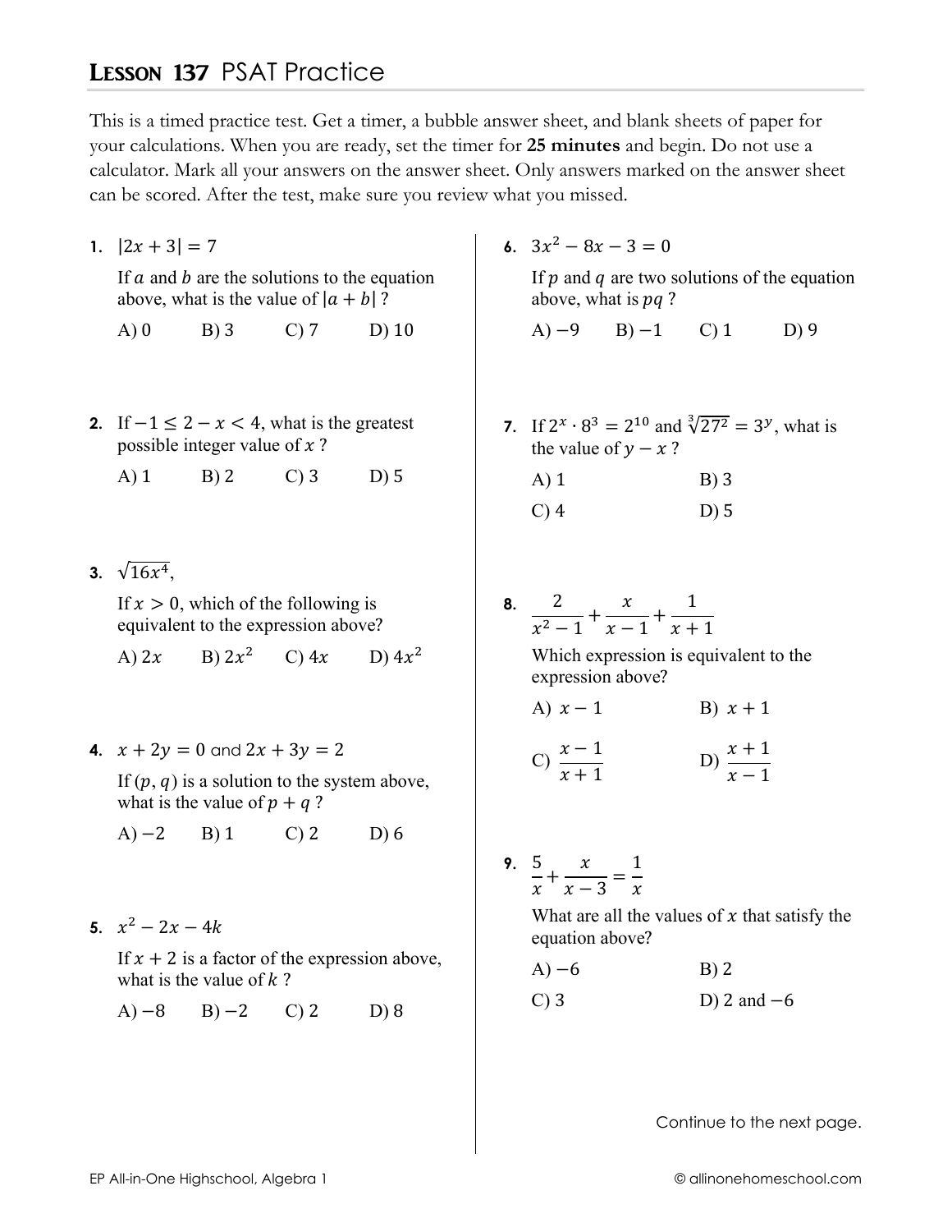## LESSON 137 PSAT Practice

This is a timed practice test. Get a timer, a bubble answer sheet, and blank sheets of paper for your calculations. When you are ready, set the timer for **25 minutes** and begin. Do not use a calculator. Mark all your answers on the answer sheet. Only answers marked on the answer sheet can be scored. After the test, make sure you review what you missed.

**1.** $|2x + 3| = 7$

If $a$ and $b$ are the solutions to the equation above, what is the value of $|a + b|$ ?

A) 0 B) 3 C) 7 D) 10

**2.** If $-1 \leq 2 - x < 4$, what is the greatest possible integer value of $x$ ?

A) 1 B) 2 C) 3 D) 5

**3.** $\sqrt{16x^4}$,

If $x > 0$, which of the following is equivalent to the expression above?

A) $2x$ B) $2x^2$ C) $4x$ D) $4x^2$

**4.** $x + 2y = 0$ and $2x + 3y = 2$

If $(p, q)$ is a solution to the system above, what is the value of $p + q$ ?

A) $-2$ B) 1 C) 2 D) 6

**5.** $x^2 - 2x - 4k$

If $x + 2$ is a factor of the expression above, what is the value of $k$ ?

A) $-8$ B) $-2$ C) 2 D) 8

**6.** $3x^2 - 8x - 3 = 0$

If $p$ and $q$ are two solutions of the equation above, what is $pq$ ?

A) $-9$ B) $-1$ C) 1 D) 9

**7.** If $2^x \cdot 8^3 = 2^{10}$ and $\sqrt[3]{27^2} = 3^y$, what is the value of $y - x$ ?

A) 1 B) 3

C) 4 D) 5

**8.** $\dfrac{2}{x^2 - 1} + \dfrac{x}{x - 1} + \dfrac{1}{x + 1}$

Which expression is equivalent to the expression above?

A) $x - 1$ B) $x + 1$

C) $\dfrac{x - 1}{x + 1}$ D) $\dfrac{x + 1}{x - 1}$

**9.** $\dfrac{5}{x} + \dfrac{x}{x - 3} = \dfrac{1}{x}$

What are all the values of $x$ that satisfy the equation above?

A) $-6$ B) 2

C) 3 D) 2 and $-6$

Continue to the next page.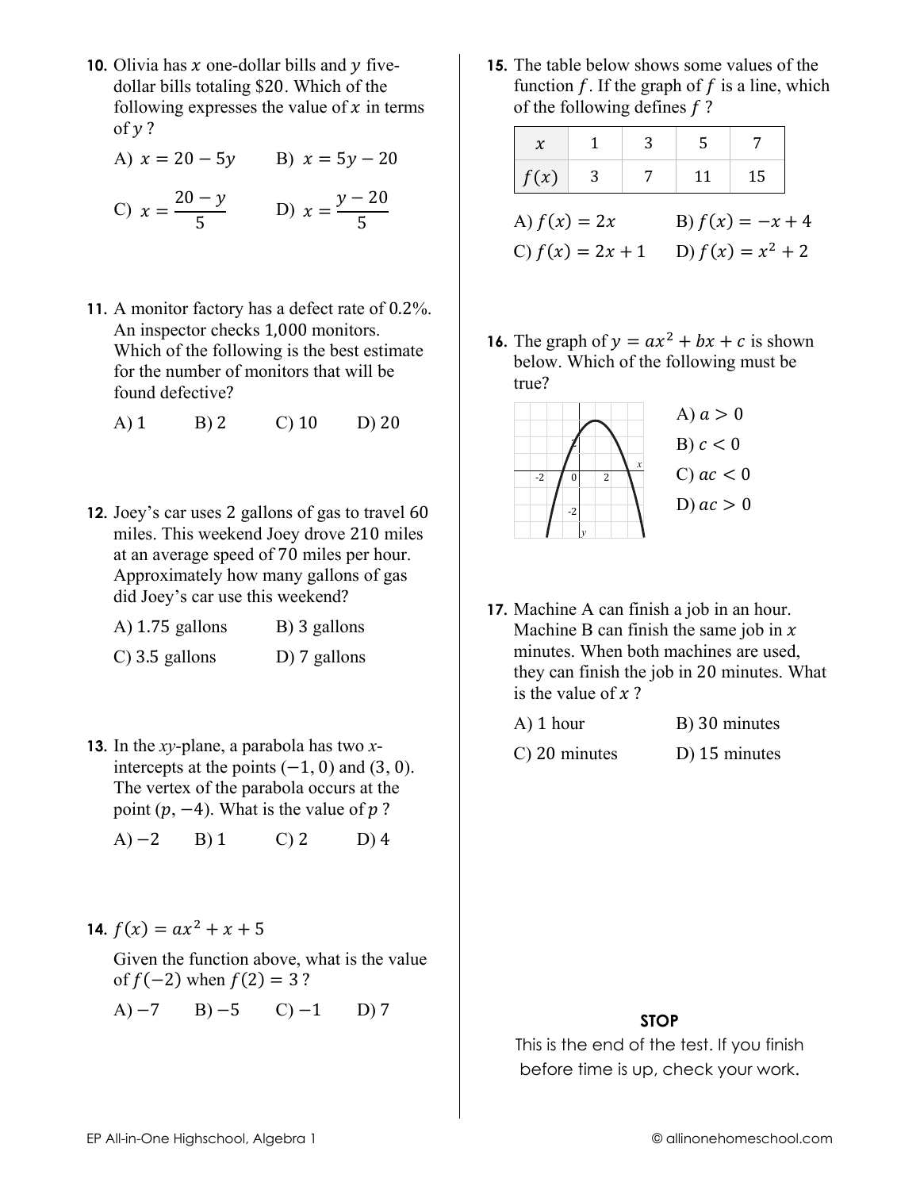**10.** Olivia has $x$ one-dollar bills and $y$ five-dollar bills totaling \$20. Which of the following expresses the value of $x$ in terms of $y$ ?

A) $x = 20 - 5y$ B) $x = 5y - 20$

C) $x = \dfrac{20 - y}{5}$ D) $x = \dfrac{y - 20}{5}$

**11.** A monitor factory has a defect rate of 0.2%. An inspector checks 1,000 monitors. Which of the following is the best estimate for the number of monitors that will be found defective?

A) 1 B) 2 C) 10 D) 20

**12.** Joey's car uses 2 gallons of gas to travel 60 miles. This weekend Joey drove 210 miles at an average speed of 70 miles per hour. Approximately how many gallons of gas did Joey's car use this weekend?

A) 1.75 gallons B) 3 gallons

C) 3.5 gallons D) 7 gallons

**13.** In the *xy*-plane, a parabola has two *x*-intercepts at the points $(-1, 0)$ and $(3, 0)$. The vertex of the parabola occurs at the point $(p, -4)$. What is the value of $p$ ?

A) $-2$ B) 1 C) 2 D) 4

**14.** $f(x) = ax^2 + x + 5$

Given the function above, what is the value of $f(-2)$ when $f(2) = 3$ ?

A) $-7$ B) $-5$ C) $-1$ D) 7

**15.** The table below shows some values of the function $f$. If the graph of $f$ is a line, which of the following defines $f$ ?

| $x$ | 1 | 3 | 5 | 7 |
|---|---|---|---|---|
| $f(x)$ | 3 | 7 | 11 | 15 |

A) $f(x) = 2x$ B) $f(x) = -x + 4$

C) $f(x) = 2x + 1$ D) $f(x) = x^2 + 2$

**16.** The graph of $y = ax^2 + bx + c$ is shown below. Which of the following must be true?

-2
0
2
2
-2
x
y

A) $a > 0$

B) $c < 0$

C) $ac < 0$

D) $ac > 0$

**17.** Machine A can finish a job in an hour. Machine B can finish the same job in $x$ minutes. When both machines are used, they can finish the job in 20 minutes. What is the value of $x$ ?

A) 1 hour B) 30 minutes

C) 20 minutes D) 15 minutes

**STOP**

This is the end of the test. If you finish before time is up, check your work.